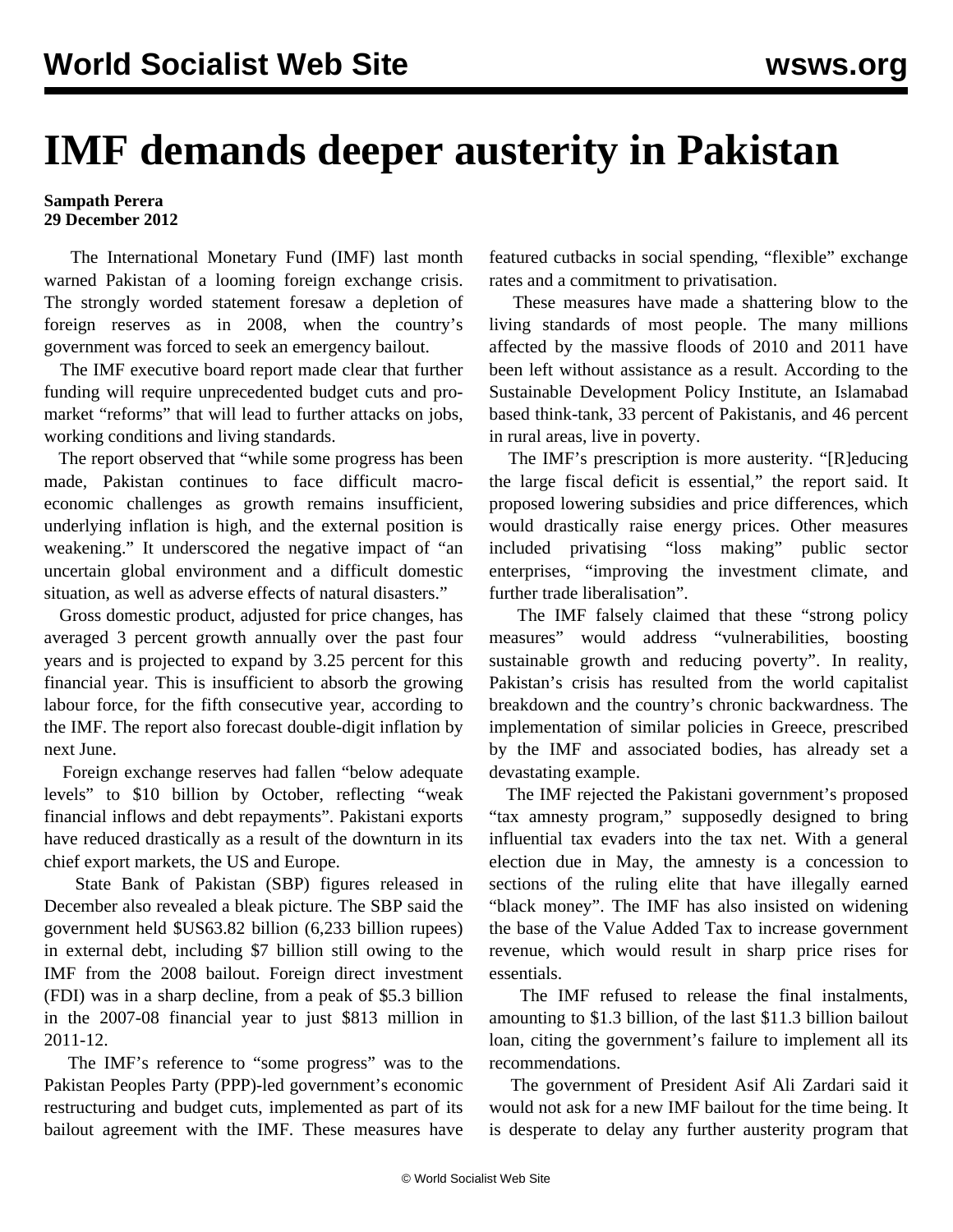# IMF demands deeper austerity in Pakistan

**Sampath Perera**
**29 December 2012**

The International Monetary Fund (IMF) last month warned Pakistan of a looming foreign exchange crisis. The strongly worded statement foresaw a depletion of foreign reserves as in 2008, when the country's government was forced to seek an emergency bailout.

The IMF executive board report made clear that further funding will require unprecedented budget cuts and pro-market "reforms" that will lead to further attacks on jobs, working conditions and living standards.

The report observed that "while some progress has been made, Pakistan continues to face difficult macro-economic challenges as growth remains insufficient, underlying inflation is high, and the external position is weakening." It underscored the negative impact of "an uncertain global environment and a difficult domestic situation, as well as adverse effects of natural disasters."

Gross domestic product, adjusted for price changes, has averaged 3 percent growth annually over the past four years and is projected to expand by 3.25 percent for this financial year. This is insufficient to absorb the growing labour force, for the fifth consecutive year, according to the IMF. The report also forecast double-digit inflation by next June.

Foreign exchange reserves had fallen "below adequate levels" to $10 billion by October, reflecting "weak financial inflows and debt repayments". Pakistani exports have reduced drastically as a result of the downturn in its chief export markets, the US and Europe.

State Bank of Pakistan (SBP) figures released in December also revealed a bleak picture. The SBP said the government held $US63.82 billion (6,233 billion rupees) in external debt, including $7 billion still owing to the IMF from the 2008 bailout. Foreign direct investment (FDI) was in a sharp decline, from a peak of $5.3 billion in the 2007-08 financial year to just $813 million in 2011-12.

The IMF's reference to "some progress" was to the Pakistan Peoples Party (PPP)-led government's economic restructuring and budget cuts, implemented as part of its bailout agreement with the IMF. These measures have featured cutbacks in social spending, "flexible" exchange rates and a commitment to privatisation.

These measures have made a shattering blow to the living standards of most people. The many millions affected by the massive floods of 2010 and 2011 have been left without assistance as a result. According to the Sustainable Development Policy Institute, an Islamabad based think-tank, 33 percent of Pakistanis, and 46 percent in rural areas, live in poverty.

The IMF's prescription is more austerity. "[R]educing the large fiscal deficit is essential," the report said. It proposed lowering subsidies and price differences, which would drastically raise energy prices. Other measures included privatising "loss making" public sector enterprises, "improving the investment climate, and further trade liberalisation".

The IMF falsely claimed that these "strong policy measures" would address "vulnerabilities, boosting sustainable growth and reducing poverty". In reality, Pakistan's crisis has resulted from the world capitalist breakdown and the country's chronic backwardness. The implementation of similar policies in Greece, prescribed by the IMF and associated bodies, has already set a devastating example.

The IMF rejected the Pakistani government's proposed "tax amnesty program," supposedly designed to bring influential tax evaders into the tax net. With a general election due in May, the amnesty is a concession to sections of the ruling elite that have illegally earned "black money". The IMF has also insisted on widening the base of the Value Added Tax to increase government revenue, which would result in sharp price rises for essentials.

The IMF refused to release the final instalments, amounting to $1.3 billion, of the last $11.3 billion bailout loan, citing the government's failure to implement all its recommendations.

The government of President Asif Ali Zardari said it would not ask for a new IMF bailout for the time being. It is desperate to delay any further austerity program that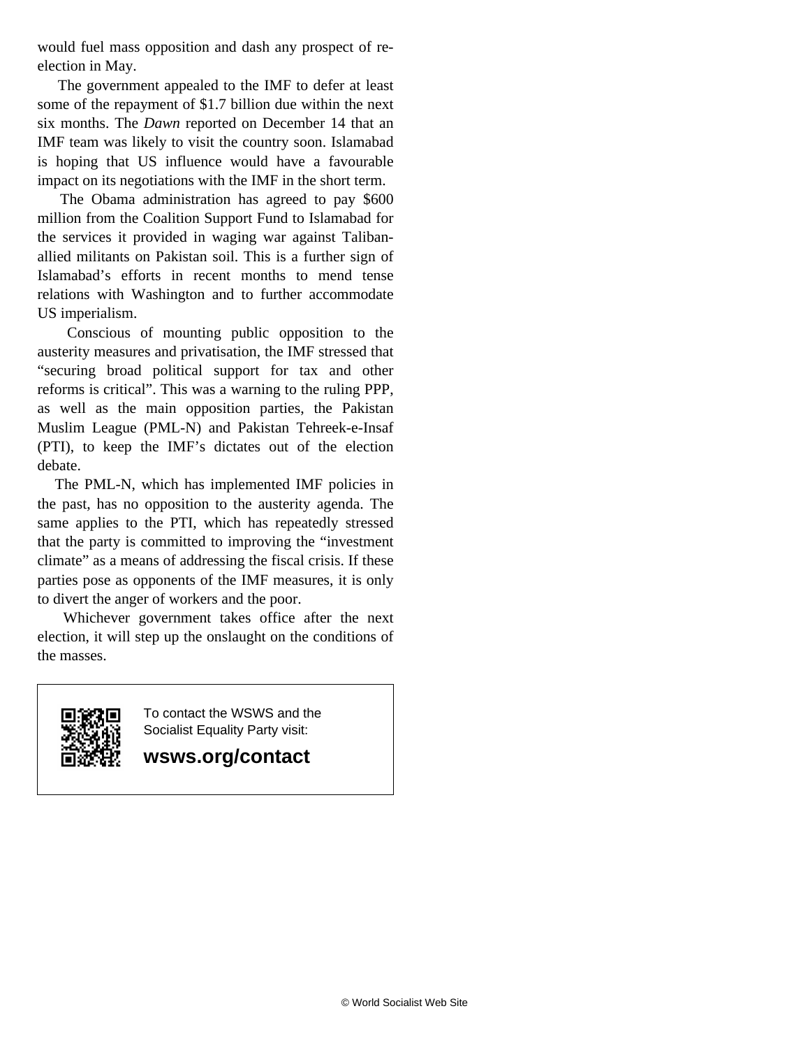would fuel mass opposition and dash any prospect of re-election in May.

The government appealed to the IMF to defer at least some of the repayment of $1.7 billion due within the next six months. The *Dawn* reported on December 14 that an IMF team was likely to visit the country soon. Islamabad is hoping that US influence would have a favourable impact on its negotiations with the IMF in the short term.

The Obama administration has agreed to pay $600 million from the Coalition Support Fund to Islamabad for the services it provided in waging war against Taliban-allied militants on Pakistan soil. This is a further sign of Islamabad's efforts in recent months to mend tense relations with Washington and to further accommodate US imperialism.

Conscious of mounting public opposition to the austerity measures and privatisation, the IMF stressed that "securing broad political support for tax and other reforms is critical". This was a warning to the ruling PPP, as well as the main opposition parties, the Pakistan Muslim League (PML-N) and Pakistan Tehreek-e-Insaf (PTI), to keep the IMF's dictates out of the election debate.

The PML-N, which has implemented IMF policies in the past, has no opposition to the austerity agenda. The same applies to the PTI, which has repeatedly stressed that the party is committed to improving the "investment climate" as a means of addressing the fiscal crisis. If these parties pose as opponents of the IMF measures, it is only to divert the anger of workers and the poor.

Whichever government takes office after the next election, it will step up the onslaught on the conditions of the masses.

To contact the WSWS and the Socialist Equality Party visit:

**wsws.org/contact**